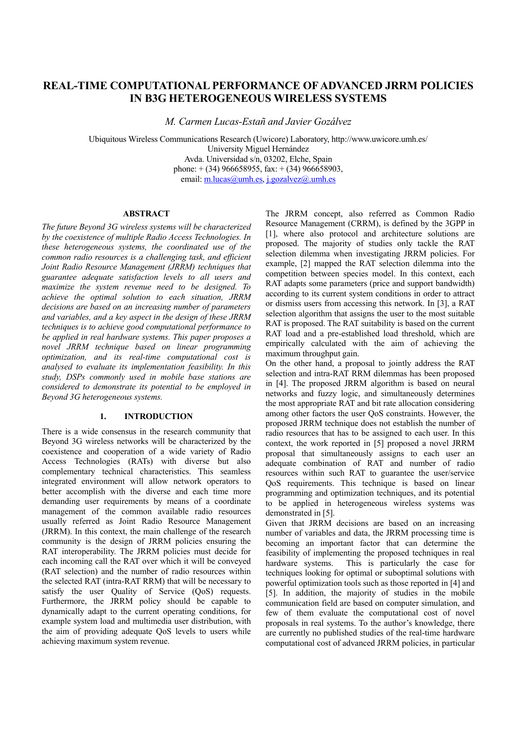# REAL-TIME COMPUTATIONAL PERFORMANCE OF ADVANCED JRRM POLICIES IN B3G HETEROGENEOUS WIRELESS SYSTEMS

*M. Carmen Lucas-Estañ and Javier Gozálvez*

Ubiquitous Wireless Communications Research (Uwicore) Laboratory, http://www.uwicore.umh.es/
University Miguel Hernández
Avda. Universidad s/n, 03202, Elche, Spain
phone: + (34) 966658955, fax: + (34) 966658903,
email: m.lucas@umh.es, j.gozalvez@.umh.es

## ABSTRACT

*The future Beyond 3G wireless systems will be characterized by the coexistence of multiple Radio Access Technologies. In these heterogeneous systems, the coordinated use of the common radio resources is a challenging task, and efficient Joint Radio Resource Management (JRRM) techniques that guarantee adequate satisfaction levels to all users and maximize the system revenue need to be designed. To achieve the optimal solution to each situation, JRRM decisions are based on an increasing number of parameters and variables, and a key aspect in the design of these JRRM techniques is to achieve good computational performance to be applied in real hardware systems. This paper proposes a novel JRRM technique based on linear programming optimization, and its real-time computational cost is analysed to evaluate its implementation feasibility. In this study, DSPs commonly used in mobile base stations are considered to demonstrate its potential to be employed in Beyond 3G heterogeneous systems.*

## 1. INTRODUCTION

There is a wide consensus in the research community that Beyond 3G wireless networks will be characterized by the coexistence and cooperation of a wide variety of Radio Access Technologies (RATs) with diverse but also complementary technical characteristics. This seamless integrated environment will allow network operators to better accomplish with the diverse and each time more demanding user requirements by means of a coordinate management of the common available radio resources usually referred as Joint Radio Resource Management (JRRM). In this context, the main challenge of the research community is the design of JRRM policies ensuring the RAT interoperability. The JRRM policies must decide for each incoming call the RAT over which it will be conveyed (RAT selection) and the number of radio resources within the selected RAT (intra-RAT RRM) that will be necessary to satisfy the user Quality of Service (QoS) requests. Furthermore, the JRRM policy should be capable to dynamically adapt to the current operating conditions, for example system load and multimedia user distribution, with the aim of providing adequate QoS levels to users while achieving maximum system revenue.

The JRRM concept, also referred as Common Radio Resource Management (CRRM), is defined by the 3GPP in [1], where also protocol and architecture solutions are proposed. The majority of studies only tackle the RAT selection dilemma when investigating JRRM policies. For example, [2] mapped the RAT selection dilemma into the competition between species model. In this context, each RAT adapts some parameters (price and support bandwidth) according to its current system conditions in order to attract or dismiss users from accessing this network. In [3], a RAT selection algorithm that assigns the user to the most suitable RAT is proposed. The RAT suitability is based on the current RAT load and a pre-established load threshold, which are empirically calculated with the aim of achieving the maximum throughput gain.

On the other hand, a proposal to jointly address the RAT selection and intra-RAT RRM dilemmas has been proposed in [4]. The proposed JRRM algorithm is based on neural networks and fuzzy logic, and simultaneously determines the most appropriate RAT and bit rate allocation considering among other factors the user QoS constraints. However, the proposed JRRM technique does not establish the number of radio resources that has to be assigned to each user. In this context, the work reported in [5] proposed a novel JRRM proposal that simultaneously assigns to each user an adequate combination of RAT and number of radio resources within such RAT to guarantee the user/service QoS requirements. This technique is based on linear programming and optimization techniques, and its potential to be applied in heterogeneous wireless systems was demonstrated in [5].

Given that JRRM decisions are based on an increasing number of variables and data, the JRRM processing time is becoming an important factor that can determine the feasibility of implementing the proposed techniques in real hardware systems. This is particularly the case for techniques looking for optimal or suboptimal solutions with powerful optimization tools such as those reported in [4] and [5]. In addition, the majority of studies in the mobile communication field are based on computer simulation, and few of them evaluate the computational cost of novel proposals in real systems. To the author's knowledge, there are currently no published studies of the real-time hardware computational cost of advanced JRRM policies, in particular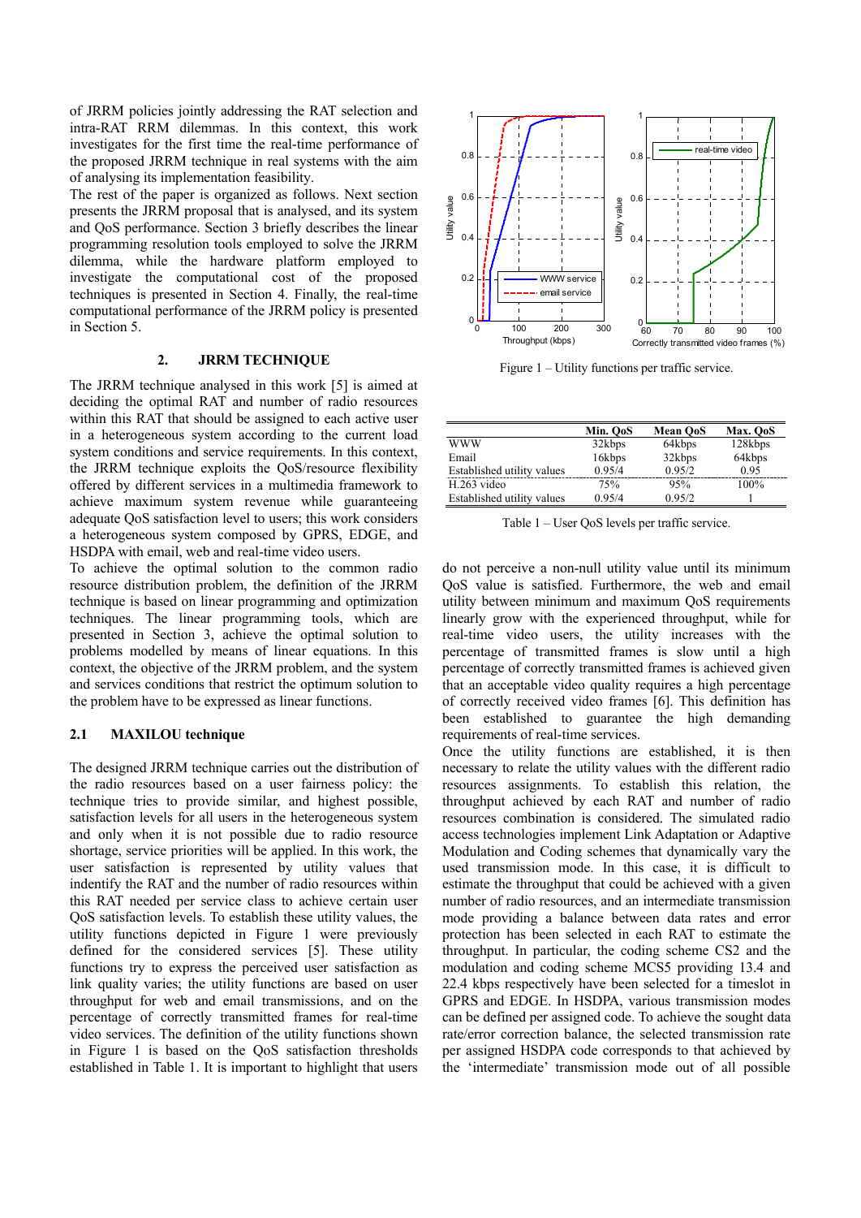of JRRM policies jointly addressing the RAT selection and intra-RAT RRM dilemmas. In this context, this work investigates for the first time the real-time performance of the proposed JRRM technique in real systems with the aim of analysing its implementation feasibility.

The rest of the paper is organized as follows. Next section presents the JRRM proposal that is analysed, and its system and QoS performance. Section 3 briefly describes the linear programming resolution tools employed to solve the JRRM dilemma, while the hardware platform employed to investigate the computational cost of the proposed techniques is presented in Section 4. Finally, the real-time computational performance of the JRRM policy is presented in Section 5.

## 2. JRRM TECHNIQUE

The JRRM technique analysed in this work [5] is aimed at deciding the optimal RAT and number of radio resources within this RAT that should be assigned to each active user in a heterogeneous system according to the current load system conditions and service requirements. In this context, the JRRM technique exploits the QoS/resource flexibility offered by different services in a multimedia framework to achieve maximum system revenue while guaranteeing adequate QoS satisfaction level to users; this work considers a heterogeneous system composed by GPRS, EDGE, and HSDPA with email, web and real-time video users.

To achieve the optimal solution to the common radio resource distribution problem, the definition of the JRRM technique is based on linear programming and optimization techniques. The linear programming tools, which are presented in Section 3, achieve the optimal solution to problems modelled by means of linear equations. In this context, the objective of the JRRM problem, and the system and services conditions that restrict the optimum solution to the problem have to be expressed as linear functions.

### 2.1 MAXILOU technique

The designed JRRM technique carries out the distribution of the radio resources based on a user fairness policy: the technique tries to provide similar, and highest possible, satisfaction levels for all users in the heterogeneous system and only when it is not possible due to radio resource shortage, service priorities will be applied. In this work, the user satisfaction is represented by utility values that indentify the RAT and the number of radio resources within this RAT needed per service class to achieve certain user QoS satisfaction levels. To establish these utility values, the utility functions depicted in Figure 1 were previously defined for the considered services [5]. These utility functions try to express the perceived user satisfaction as link quality varies; the utility functions are based on user throughput for web and email transmissions, and on the percentage of correctly transmitted frames for real-time video services. The definition of the utility functions shown in Figure 1 is based on the QoS satisfaction thresholds established in Table 1. It is important to highlight that users do not perceive a non-null utility value until its minimum QoS value is satisfied. Furthermore, the web and email utility between minimum and maximum QoS requirements linearly grow with the experienced throughput, while for real-time video users, the utility increases with the percentage of transmitted frames is slow until a high percentage of correctly transmitted frames is achieved given that an acceptable video quality requires a high percentage of correctly received video frames [6]. This definition has been established to guarantee the high demanding requirements of real-time services.

Figure 1 – Utility functions per traffic service.

| | Min. QoS | Mean QoS | Max. QoS |
|---|---|---|---|
| WWW | 32kbps | 64kbps | 128kbps |
| Email | 16kbps | 32kbps | 64kbps |
| Established utility values | 0.95/4 | 0.95/2 | 0.95 |
| H.263 video | 75% | 95% | 100% |
| Established utility values | 0.95/4 | 0.95/2 | 1 |

Table 1 – User QoS levels per traffic service.

Once the utility functions are established, it is then necessary to relate the utility values with the different radio resources assignments. To establish this relation, the throughput achieved by each RAT and number of radio resources combination is considered. The simulated radio access technologies implement Link Adaptation or Adaptive Modulation and Coding schemes that dynamically vary the used transmission mode. In this case, it is difficult to estimate the throughput that could be achieved with a given number of radio resources, and an intermediate transmission mode providing a balance between data rates and error protection has been selected in each RAT to estimate the throughput. In particular, the coding scheme CS2 and the modulation and coding scheme MCS5 providing 13.4 and 22.4 kbps respectively have been selected for a timeslot in GPRS and EDGE. In HSDPA, various transmission modes can be defined per assigned code. To achieve the sought data rate/error correction balance, the selected transmission rate per assigned HSDPA code corresponds to that achieved by the 'intermediate' transmission mode out of all possible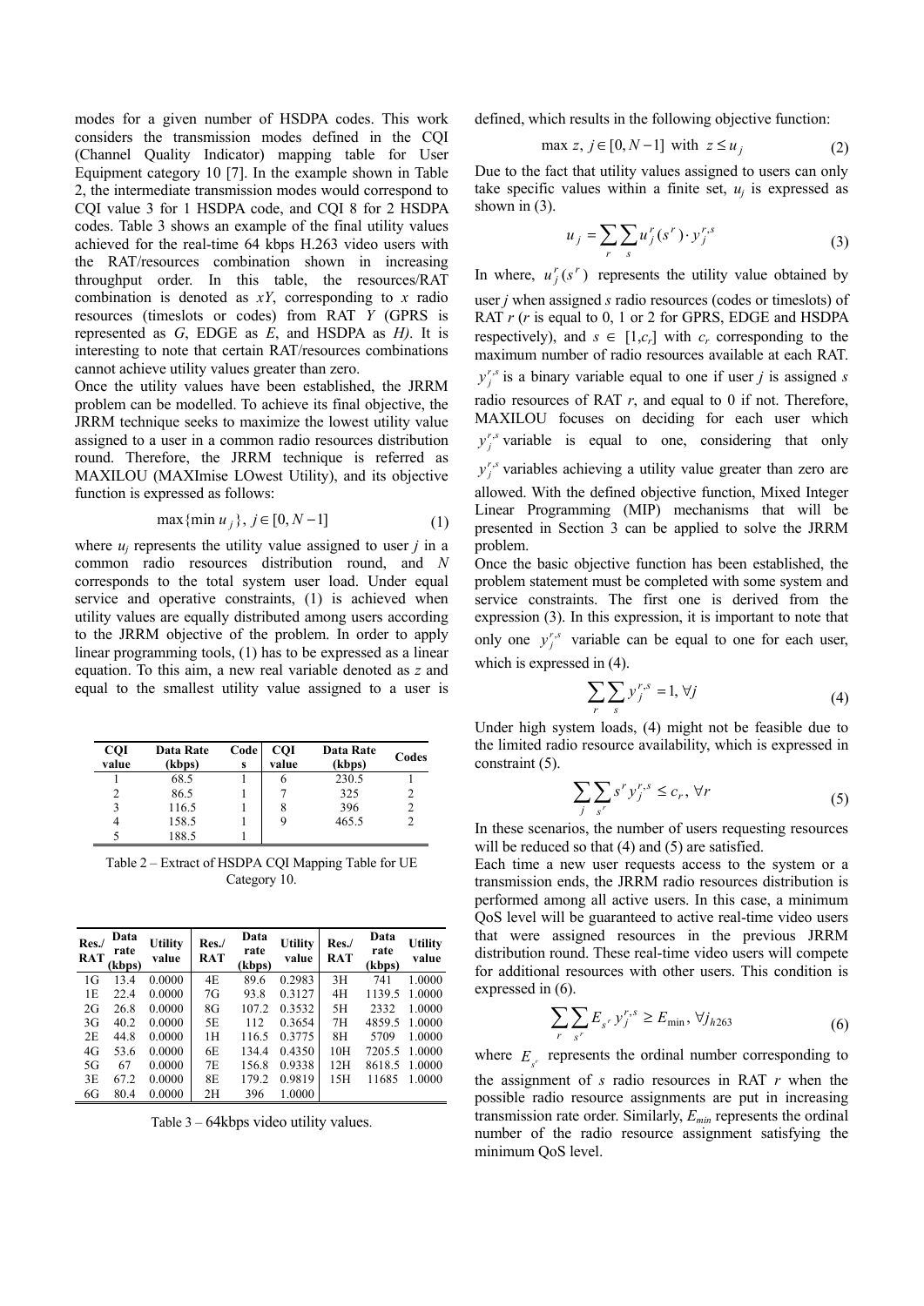modes for a given number of HSDPA codes. This work considers the transmission modes defined in the CQI (Channel Quality Indicator) mapping table for User Equipment category 10 [7]. In the example shown in Table 2, the intermediate transmission modes would correspond to CQI value 3 for 1 HSDPA code, and CQI 8 for 2 HSDPA codes. Table 3 shows an example of the final utility values achieved for the real-time 64 kbps H.263 video users with the RAT/resources combination shown in increasing throughput order. In this table, the resources/RAT combination is denoted as *xY*, corresponding to *x* radio resources (timeslots or codes) from RAT *Y* (GPRS is represented as *G*, EDGE as *E*, and HSDPA as *H)*. It is interesting to note that certain RAT/resources combinations cannot achieve utility values greater than zero.

Once the utility values have been established, the JRRM problem can be modelled. To achieve its final objective, the JRRM technique seeks to maximize the lowest utility value assigned to a user in a common radio resources distribution round. Therefore, the JRRM technique is referred as MAXILOU (MAXImise LOwest Utility), and its objective function is expressed as follows:

$$\max\{\min u_j\},\ j \in [0, N-1] \tag{1}$$

where $u_j$ represents the utility value assigned to user *j* in a common radio resources distribution round, and *N* corresponds to the total system user load. Under equal service and operative constraints, (1) is achieved when utility values are equally distributed among users according to the JRRM objective of the problem. In order to apply linear programming tools, (1) has to be expressed as a linear equation. To this aim, a new real variable denoted as *z* and equal to the smallest utility value assigned to a user is

| CQI value | Data Rate (kbps) | Codes | CQI value | Data Rate (kbps) | Codes |
|---|---|---|---|---|---|
| 1 | 68.5 | 1 | 6 | 230.5 | 1 |
| 2 | 86.5 | 1 | 7 | 325 | 2 |
| 3 | 116.5 | 1 | 8 | 396 | 2 |
| 4 | 158.5 | 1 | 9 | 465.5 | 2 |
| 5 | 188.5 | 1 | | | |

Table 2 – Extract of HSDPA CQI Mapping Table for UE Category 10.

| Res./ RAT | Data rate (kbps) | Utility value | Res./ RAT | Data rate (kbps) | Utility value | Res./ RAT | Data rate (kbps) | Utility value |
|---|---|---|---|---|---|---|---|---|
| 1G | 13.4 | 0.0000 | 4E | 89.6 | 0.2983 | 3H | 741 | 1.0000 |
| 1E | 22.4 | 0.0000 | 7G | 93.8 | 0.3127 | 4H | 1139.5 | 1.0000 |
| 2G | 26.8 | 0.0000 | 8G | 107.2 | 0.3532 | 5H | 2332 | 1.0000 |
| 3G | 40.2 | 0.0000 | 5E | 112 | 0.3654 | 7H | 4859.5 | 1.0000 |
| 2E | 44.8 | 0.0000 | 1H | 116.5 | 0.3775 | 8H | 5709 | 1.0000 |
| 4G | 53.6 | 0.0000 | 6E | 134.4 | 0.4350 | 10H | 7205.5 | 1.0000 |
| 5G | 67 | 0.0000 | 7E | 156.8 | 0.9338 | 12H | 8618.5 | 1.0000 |
| 3E | 67.2 | 0.0000 | 8E | 179.2 | 0.9819 | 15H | 11685 | 1.0000 |
| 6G | 80.4 | 0.0000 | 2H | 396 | 1.0000 | | | |

Table 3 – 64kbps video utility values.

defined, which results in the following objective function:

$$\max z,\ j \in [0, N-1] \text{ with } z \le u_j \tag{2}$$

Due to the fact that utility values assigned to users can only take specific values within a finite set, $u_j$ is expressed as shown in (3).

$$u_j = \sum_r \sum_s u_j^r(s^r) \cdot y_j^{r,s} \tag{3}$$

In where, $u_j^r(s^r)$ represents the utility value obtained by user *j* when assigned *s* radio resources (codes or timeslots) of RAT *r* (*r* is equal to 0, 1 or 2 for GPRS, EDGE and HSDPA respectively), and $s \in [1, c_r]$ with $c_r$ corresponding to the maximum number of radio resources available at each RAT. $y_j^{r,s}$ is a binary variable equal to one if user *j* is assigned *s* radio resources of RAT *r*, and equal to 0 if not. Therefore, MAXILOU focuses on deciding for each user which $y_j^{r,s}$ variable is equal to one, considering that only $y_j^{r,s}$ variables achieving a utility value greater than zero are allowed. With the defined objective function, Mixed Integer Linear Programming (MIP) mechanisms that will be presented in Section 3 can be applied to solve the JRRM problem.

Once the basic objective function has been established, the problem statement must be completed with some system and service constraints. The first one is derived from the expression (3). In this expression, it is important to note that only one $y_j^{r,s}$ variable can be equal to one for each user, which is expressed in (4).

$$\sum_r \sum_s y_j^{r,s} = 1,\ \forall j \tag{4}$$

Under high system loads, (4) might not be feasible due to the limited radio resource availability, which is expressed in constraint (5).

$$\sum_j \sum_{s^r} s^r y_j^{r,s} \le c_r,\ \forall r \tag{5}$$

In these scenarios, the number of users requesting resources will be reduced so that (4) and (5) are satisfied.

Each time a new user requests access to the system or a transmission ends, the JRRM radio resources distribution is performed among all active users. In this case, a minimum QoS level will be guaranteed to active real-time video users that were assigned resources in the previous JRRM distribution round. These real-time video users will compete for additional resources with other users. This condition is expressed in (6).

$$\sum_r \sum_{s^r} E_{s^r} y_j^{r,s} \ge E_{\min},\ \forall j_{h263} \tag{6}$$

where $E_{s^r}$ represents the ordinal number corresponding to the assignment of *s* radio resources in RAT *r* when the possible radio resource assignments are put in increasing transmission rate order. Similarly, $E_{min}$ represents the ordinal number of the radio resource assignment satisfying the minimum QoS level.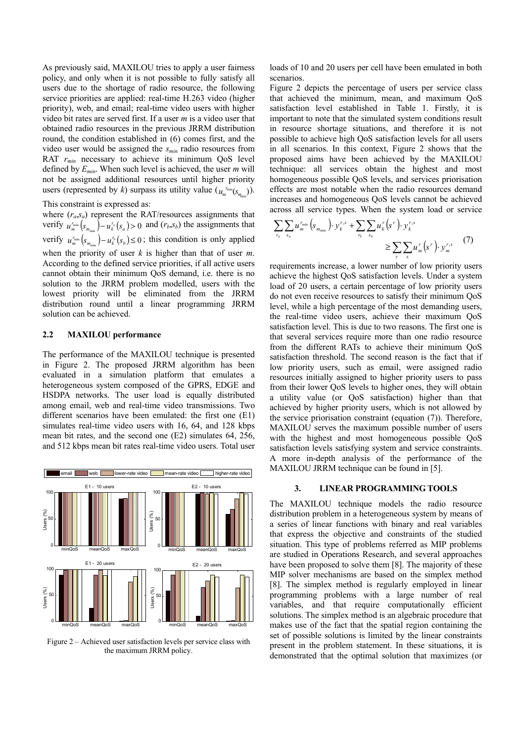As previously said, MAXILOU tries to apply a user fairness policy, and only when it is not possible to fully satisfy all users due to the shortage of radio resource, the following service priorities are applied: real-time H.263 video (higher priority), web, and email; real-time video users with higher video bit rates are served first. If a user *m* is a video user that obtained radio resources in the previous JRRM distribution round, the condition established in (6) comes first, and the video user would be assigned the $s_{min}$ radio resources from RAT $r_{min}$ necessary to achieve its minimum QoS level defined by $E_{min}$. When such level is achieved, the user *m* will not be assigned additional resources until higher priority users (represented by *k*) surpass its utility value ($u_m^{r_{min}}(s_{m_{min}})$).

This constraint is expressed as:

$$\sum_{r_a}\sum_{s_a} u_m^{r_{min}}\left(s_{m_{min}}\right)\cdot y_k^{r,s} + \sum_{r_b}\sum_{s_b} u_k^{r}\left(s^{r}\right)\cdot y_k^{r,s} \geq \sum_{r}\sum_{s} u_m^{r}\left(s^{r}\right)\cdot y_m^{r,s} \quad (7)$$

where $(r_a,s_a)$ represent the RAT/resources assignments that verify $u_m^{r_{min}}\left(s_{m_{min}}\right) - u_k^{r_a}\left(s_a\right) > 0$ and $(r_b,s_b)$ the assignments that verify $u_m^{r_{min}}\left(s_{m_{min}}\right) - u_k^{r_b}\left(s_b\right) \leq 0$; this condition is only applied when the priority of user *k* is higher than that of user *m*. According to the defined service priorities, if all active users cannot obtain their minimum QoS demand, i.e. there is no solution to the JRRM problem modelled, users with the lowest priority will be eliminated from the JRRM distribution round until a linear programming JRRM solution can be achieved.

### 2.2 MAXILOU performance

The performance of the MAXILOU technique is presented in Figure 2. The proposed JRRM algorithm has been evaluated in a simulation platform that emulates a heterogeneous system composed of the GPRS, EDGE and HSDPA networks. The user load is equally distributed among email, web and real-time video transmissions. Two different scenarios have been emulated: the first one (E1) simulates real-time video users with 16, 64, and 128 kbps mean bit rates, and the second one (E2) simulates 64, 256, and 512 kbps mean bit rates real-time video users. Total user loads of 10 and 20 users per cell have been emulated in both scenarios.

Figure 2 – Achieved user satisfaction levels per service class with the maximum JRRM policy.

Figure 2 depicts the percentage of users per service class that achieved the minimum, mean, and maximum QoS satisfaction level established in Table 1. Firstly, it is important to note that the simulated system conditions result in resource shortage situations, and therefore it is not possible to achieve high QoS satisfaction levels for all users in all scenarios. In this context, Figure 2 shows that the proposed aims have been achieved by the MAXILOU technique: all services obtain the highest and most homogeneous possible QoS levels, and services priorisation effects are most notable when the radio resources demand increases and homogeneous QoS levels cannot be achieved across all service types. When the system load or service requirements increase, a lower number of low priority users achieve the highest QoS satisfaction levels. Under a system load of 20 users, a certain percentage of low priority users do not even receive resources to satisfy their minimum QoS level, while a high percentage of the most demanding users, the real-time video users, achieve their maximum QoS satisfaction level. This is due to two reasons. The first one is that several services require more than one radio resource from the different RATs to achieve their minimum QoS satisfaction threshold. The second reason is the fact that if low priority users, such as email, were assigned radio resources initially assigned to higher priority users to pass from their lower QoS levels to higher ones, they will obtain a utility value (or QoS satisfaction) higher than that achieved by higher priority users, which is not allowed by the service priorisation constraint (equation (7)). Therefore, MAXILOU serves the maximum possible number of users with the highest and most homogeneous possible QoS satisfaction levels satisfying system and service constraints. A more in-depth analysis of the performance of the MAXILOU JRRM technique can be found in [5].

## 3. LINEAR PROGRAMMING TOOLS

The MAXILOU technique models the radio resource distribution problem in a heterogeneous system by means of a series of linear functions with binary and real variables that express the objective and constraints of the studied situation. This type of problems referred as MIP problems are studied in Operations Research, and several approaches have been proposed to solve them [8]. The majority of these MIP solver mechanisms are based on the simplex method [8]. The simplex method is regularly employed in linear programming problems with a large number of real variables, and that require computationally efficient solutions. The simplex method is an algebraic procedure that makes use of the fact that the spatial region containing the set of possible solutions is limited by the linear constraints present in the problem statement. In these situations, it is demonstrated that the optimal solution that maximizes (or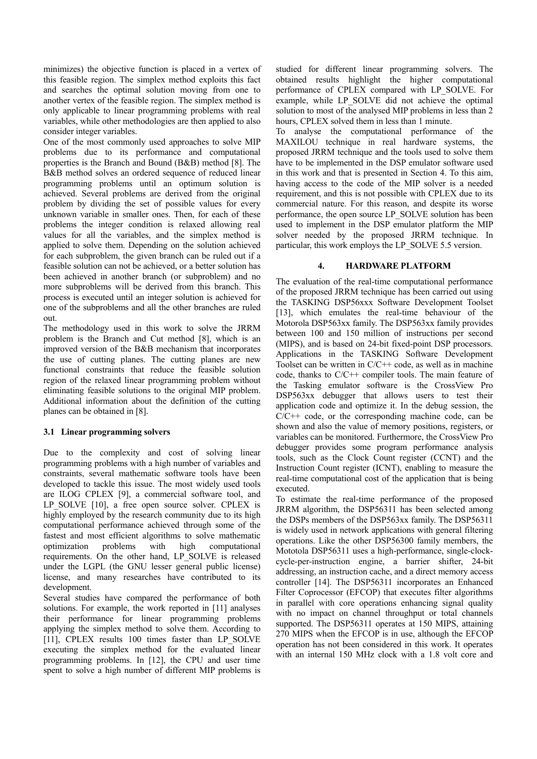minimizes) the objective function is placed in a vertex of this feasible region. The simplex method exploits this fact and searches the optimal solution moving from one to another vertex of the feasible region. The simplex method is only applicable to linear programming problems with real variables, while other methodologies are then applied to also consider integer variables.

One of the most commonly used approaches to solve MIP problems due to its performance and computational properties is the Branch and Bound (B&B) method [8]. The B&B method solves an ordered sequence of reduced linear programming problems until an optimum solution is achieved. Several problems are derived from the original problem by dividing the set of possible values for every unknown variable in smaller ones. Then, for each of these problems the integer condition is relaxed allowing real values for all the variables, and the simplex method is applied to solve them. Depending on the solution achieved for each subproblem, the given branch can be ruled out if a feasible solution can not be achieved, or a better solution has been achieved in another branch (or subproblem) and no more subproblems will be derived from this branch. This process is executed until an integer solution is achieved for one of the subproblems and all the other branches are ruled out.

The methodology used in this work to solve the JRRM problem is the Branch and Cut method [8], which is an improved version of the B&B mechanism that incorporates the use of cutting planes. The cutting planes are new functional constraints that reduce the feasible solution region of the relaxed linear programming problem without eliminating feasible solutions to the original MIP problem. Additional information about the definition of the cutting planes can be obtained in [8].

### 3.1 Linear programming solvers

Due to the complexity and cost of solving linear programming problems with a high number of variables and constraints, several mathematic software tools have been developed to tackle this issue. The most widely used tools are ILOG CPLEX [9], a commercial software tool, and LP_SOLVE [10], a free open source solver. CPLEX is highly employed by the research community due to its high computational performance achieved through some of the fastest and most efficient algorithms to solve mathematic optimization problems with high computational requirements. On the other hand, LP_SOLVE is released under the LGPL (the GNU lesser general public license) license, and many researches have contributed to its development.

Several studies have compared the performance of both solutions. For example, the work reported in [11] analyses their performance for linear programming problems applying the simplex method to solve them. According to [11], CPLEX results 100 times faster than LP_SOLVE executing the simplex method for the evaluated linear programming problems. In [12], the CPU and user time spent to solve a high number of different MIP problems is studied for different linear programming solvers. The obtained results highlight the higher computational performance of CPLEX compared with LP_SOLVE. For example, while LP_SOLVE did not achieve the optimal solution to most of the analysed MIP problems in less than 2 hours, CPLEX solved them in less than 1 minute.

To analyse the computational performance of the MAXILOU technique in real hardware systems, the proposed JRRM technique and the tools used to solve them have to be implemented in the DSP emulator software used in this work and that is presented in Section 4. To this aim, having access to the code of the MIP solver is a needed requirement, and this is not possible with CPLEX due to its commercial nature. For this reason, and despite its worse performance, the open source LP_SOLVE solution has been used to implement in the DSP emulator platform the MIP solver needed by the proposed JRRM technique. In particular, this work employs the LP_SOLVE 5.5 version.

## 4. HARDWARE PLATFORM

The evaluation of the real-time computational performance of the proposed JRRM technique has been carried out using the TASKING DSP56xxx Software Development Toolset [13], which emulates the real-time behaviour of the Motorola DSP563xx family. The DSP563xx family provides between 100 and 150 million of instructions per second (MIPS), and is based on 24-bit fixed-point DSP processors. Applications in the TASKING Software Development Toolset can be written in C/C++ code, as well as in machine code, thanks to C/C++ compiler tools. The main feature of the Tasking emulator software is the CrossView Pro DSP563xx debugger that allows users to test their application code and optimize it. In the debug session, the C/C++ code, or the corresponding machine code, can be shown and also the value of memory positions, registers, or variables can be monitored. Furthermore, the CrossView Pro debugger provides some program performance analysis tools, such as the Clock Count register (CCNT) and the Instruction Count register (ICNT), enabling to measure the real-time computational cost of the application that is being executed.

To estimate the real-time performance of the proposed JRRM algorithm, the DSP56311 has been selected among the DSPs members of the DSP563xx family. The DSP56311 is widely used in network applications with general filtering operations. Like the other DSP56300 family members, the Mototola DSP56311 uses a high-performance, single-clock-cycle-per-instruction engine, a barrier shifter, 24-bit addressing, an instruction cache, and a direct memory access controller [14]. The DSP56311 incorporates an Enhanced Filter Coprocessor (EFCOP) that executes filter algorithms in parallel with core operations enhancing signal quality with no impact on channel throughput or total channels supported. The DSP56311 operates at 150 MIPS, attaining 270 MIPS when the EFCOP is in use, although the EFCOP operation has not been considered in this work. It operates with an internal 150 MHz clock with a 1.8 volt core and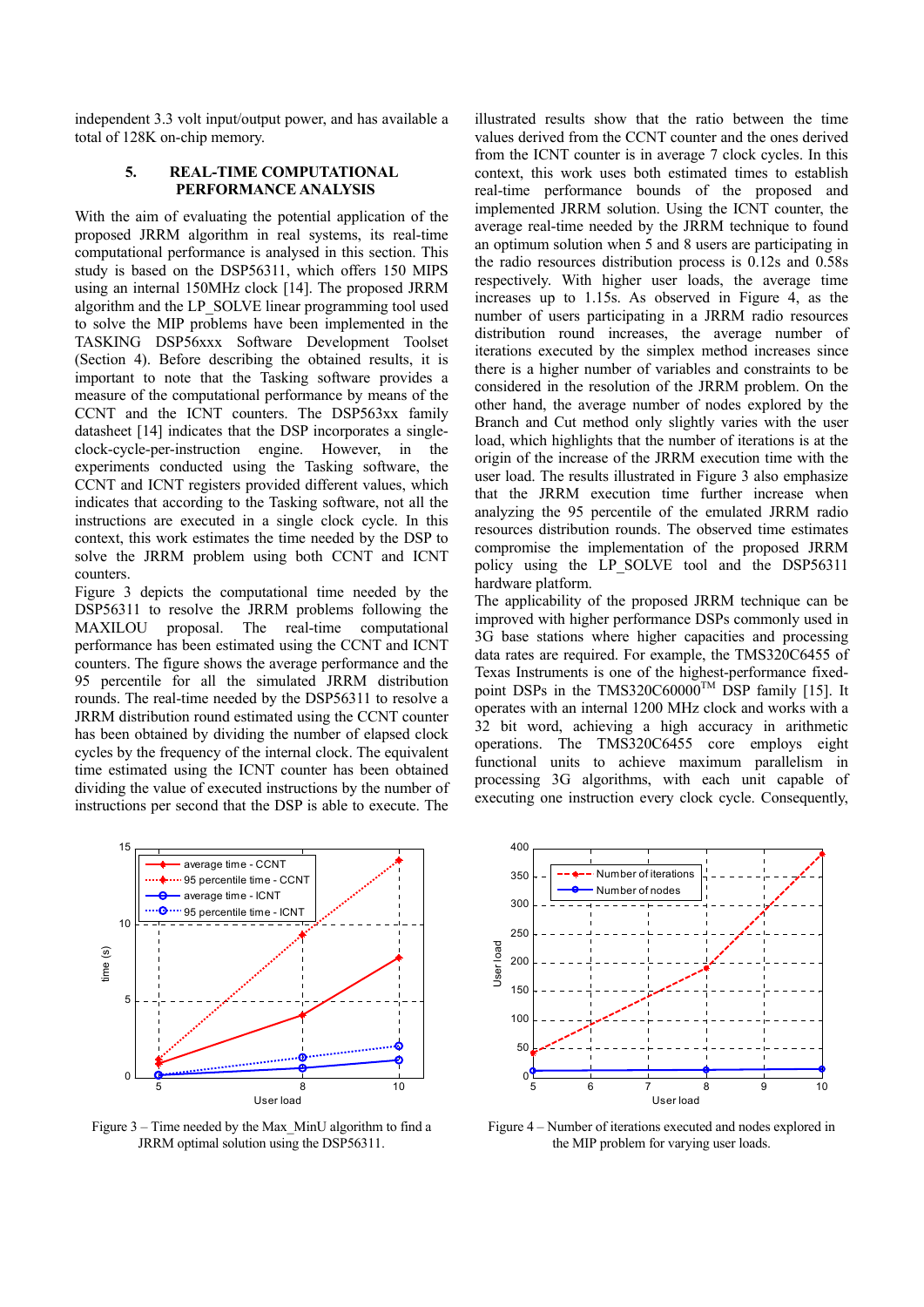independent 3.3 volt input/output power, and has available a total of 128K on-chip memory.

## 5. REAL-TIME COMPUTATIONAL PERFORMANCE ANALYSIS

With the aim of evaluating the potential application of the proposed JRRM algorithm in real systems, its real-time computational performance is analysed in this section. This study is based on the DSP56311, which offers 150 MIPS using an internal 150MHz clock [14]. The proposed JRRM algorithm and the LP_SOLVE linear programming tool used to solve the MIP problems have been implemented in the TASKING DSP56xxx Software Development Toolset (Section 4). Before describing the obtained results, it is important to note that the Tasking software provides a measure of the computational performance by means of the CCNT and the ICNT counters. The DSP563xx family datasheet [14] indicates that the DSP incorporates a single-clock-cycle-per-instruction engine. However, in the experiments conducted using the Tasking software, the CCNT and ICNT registers provided different values, which indicates that according to the Tasking software, not all the instructions are executed in a single clock cycle. In this context, this work estimates the time needed by the DSP to solve the JRRM problem using both CCNT and ICNT counters.

Figure 3 depicts the computational time needed by the DSP56311 to resolve the JRRM problems following the MAXILOU proposal. The real-time computational performance has been estimated using the CCNT and ICNT counters. The figure shows the average performance and the 95 percentile for all the simulated JRRM distribution rounds. The real-time needed by the DSP56311 to resolve a JRRM distribution round estimated using the CCNT counter has been obtained by dividing the number of elapsed clock cycles by the frequency of the internal clock. The equivalent time estimated using the ICNT counter has been obtained dividing the value of executed instructions by the number of instructions per second that the DSP is able to execute. The illustrated results show that the ratio between the time values derived from the CCNT counter and the ones derived from the ICNT counter is in average 7 clock cycles. In this context, this work uses both estimated times to establish real-time performance bounds of the proposed and implemented JRRM solution. Using the ICNT counter, the average real-time needed by the JRRM technique to found an optimum solution when 5 and 8 users are participating in the radio resources distribution process is 0.12s and 0.58s respectively. With higher user loads, the average time increases up to 1.15s. As observed in Figure 4, as the number of users participating in a JRRM radio resources distribution round increases, the average number of iterations executed by the simplex method increases since there is a higher number of variables and constraints to be considered in the resolution of the JRRM problem. On the other hand, the average number of nodes explored by the Branch and Cut method only slightly varies with the user load, which highlights that the number of iterations is at the origin of the increase of the JRRM execution time with the user load. The results illustrated in Figure 3 also emphasize that the JRRM execution time further increase when analyzing the 95 percentile of the emulated JRRM radio resources distribution rounds. The observed time estimates compromise the implementation of the proposed JRRM policy using the LP_SOLVE tool and the DSP56311 hardware platform.

The applicability of the proposed JRRM technique can be improved with higher performance DSPs commonly used in 3G base stations where higher capacities and processing data rates are required. For example, the TMS320C6455 of Texas Instruments is one of the highest-performance fixed-point DSPs in the TMS320C6000™ DSP family [15]. It operates with an internal 1200 MHz clock and works with a 32 bit word, achieving a high accuracy in arithmetic operations. The TMS320C6455 core employs eight functional units to achieve maximum parallelism in processing 3G algorithms, with each unit capable of executing one instruction every clock cycle. Consequently,

Figure 3 – Time needed by the Max_MinU algorithm to find a JRRM optimal solution using the DSP56311.

Figure 4 – Number of iterations executed and nodes explored in the MIP problem for varying user loads.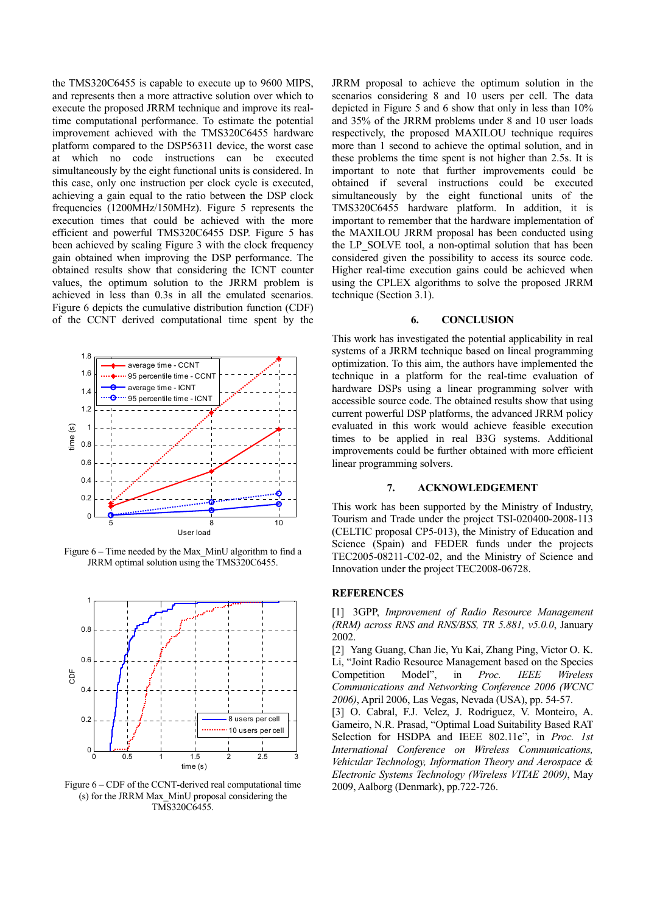the TMS320C6455 is capable to execute up to 9600 MIPS, and represents then a more attractive solution over which to execute the proposed JRRM technique and improve its real-time computational performance. To estimate the potential improvement achieved with the TMS320C6455 hardware platform compared to the DSP56311 device, the worst case at which no code instructions can be executed simultaneously by the eight functional units is considered. In this case, only one instruction per clock cycle is executed, achieving a gain equal to the ratio between the DSP clock frequencies (1200MHz/150MHz). Figure 5 represents the execution times that could be achieved with the more efficient and powerful TMS320C6455 DSP. Figure 5 has been achieved by scaling Figure 3 with the clock frequency gain obtained when improving the DSP performance. The obtained results show that considering the ICNT counter values, the optimum solution to the JRRM problem is achieved in less than 0.3s in all the emulated scenarios. Figure 6 depicts the cumulative distribution function (CDF) of the CCNT derived computational time spent by the JRRM proposal to achieve the optimum solution in the scenarios considering 8 and 10 users per cell. The data depicted in Figure 5 and 6 show that only in less than 10% and 35% of the JRRM problems under 8 and 10 user loads respectively, the proposed MAXILOU technique requires more than 1 second to achieve the optimal solution, and in these problems the time spent is not higher than 2.5s. It is important to note that further improvements could be obtained if several instructions could be executed simultaneously by the eight functional units of the TMS320C6455 hardware platform. In addition, it is important to remember that the hardware implementation of the MAXILOU JRRM proposal has been conducted using the LP_SOLVE tool, a non-optimal solution that has been considered given the possibility to access its source code. Higher real-time execution gains could be achieved when using the CPLEX algorithms to solve the proposed JRRM technique (Section 3.1).

Figure 6 – Time needed by the Max_MinU algorithm to find a JRRM optimal solution using the TMS320C6455.

Figure 6 – CDF of the CCNT-derived real computational time (s) for the JRRM Max_MinU proposal considering the TMS320C6455.

## 6. CONCLUSION

This work has investigated the potential applicability in real systems of a JRRM technique based on lineal programming optimization. To this aim, the authors have implemented the technique in a platform for the real-time evaluation of hardware DSPs using a linear programming solver with accessible source code. The obtained results show that using current powerful DSP platforms, the advanced JRRM policy evaluated in this work would achieve feasible execution times to be applied in real B3G systems. Additional improvements could be further obtained with more efficient linear programming solvers.

## 7. ACKNOWLEDGEMENT

This work has been supported by the Ministry of Industry, Tourism and Trade under the project TSI-020400-2008-113 (CELTIC proposal CP5-013), the Ministry of Education and Science (Spain) and FEDER funds under the projects TEC2005-08211-C02-02, and the Ministry of Science and Innovation under the project TEC2008-06728.

## REFERENCES

[1] 3GPP, *Improvement of Radio Resource Management (RRM) across RNS and RNS/BSS, TR 5.881, v5.0.0*, January 2002.

[2] Yang Guang, Chan Jie, Yu Kai, Zhang Ping, Victor O. K. Li, "Joint Radio Resource Management based on the Species Competition Model", in *Proc. IEEE Wireless Communications and Networking Conference 2006 (WCNC 2006)*, April 2006, Las Vegas, Nevada (USA), pp. 54-57.

[3] O. Cabral, F.J. Velez, J. Rodriguez, V. Monteiro, A. Gameiro, N.R. Prasad, "Optimal Load Suitability Based RAT Selection for HSDPA and IEEE 802.11e", in *Proc. 1st International Conference on Wireless Communications, Vehicular Technology, Information Theory and Aerospace & Electronic Systems Technology (Wireless VITAE 2009)*, May 2009, Aalborg (Denmark), pp.722-726.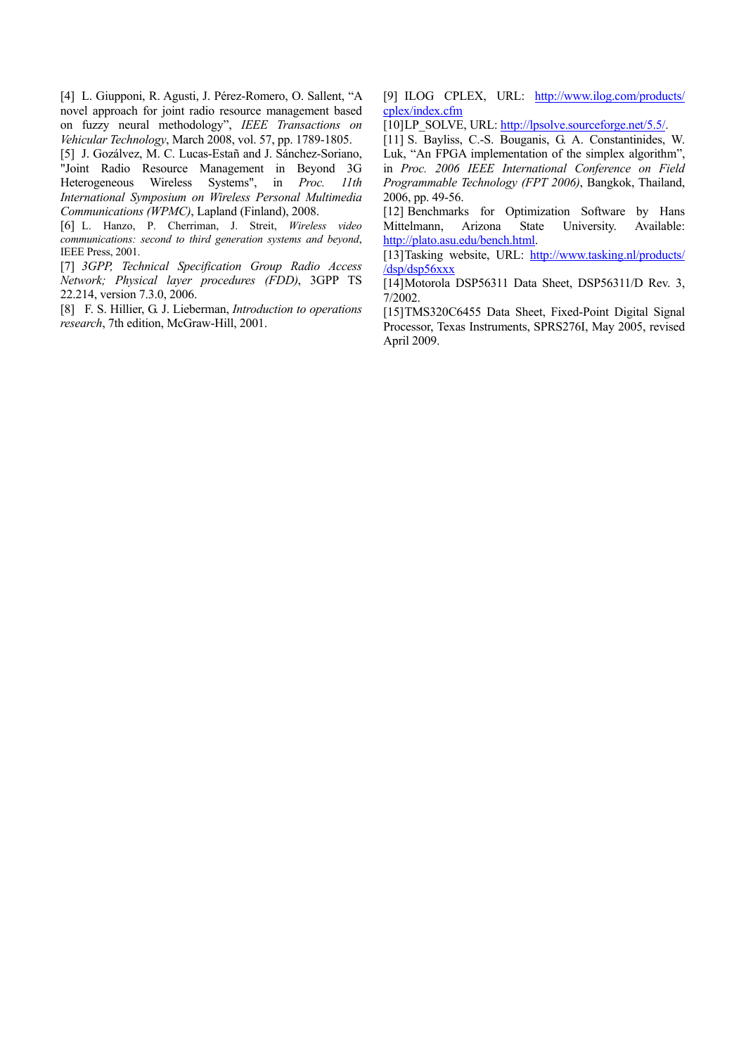[4] L. Giupponi, R. Agusti, J. Pérez-Romero, O. Sallent, "A novel approach for joint radio resource management based on fuzzy neural methodology", *IEEE Transactions on Vehicular Technology*, March 2008, vol. 57, pp. 1789-1805.

[5] J. Gozálvez, M. C. Lucas-Estañ and J. Sánchez-Soriano, "Joint Radio Resource Management in Beyond 3G Heterogeneous Wireless Systems", in *Proc. 11th International Symposium on Wireless Personal Multimedia Communications (WPMC)*, Lapland (Finland), 2008.

[6] L. Hanzo, P. Cherriman, J. Streit, *Wireless video communications: second to third generation systems and beyond*, IEEE Press, 2001.

[7] *3GPP, Technical Specification Group Radio Access Network; Physical layer procedures (FDD)*, 3GPP TS 22.214, version 7.3.0, 2006.

[8] F. S. Hillier, G. J. Lieberman, *Introduction to operations research*, 7th edition, McGraw-Hill, 2001.

[9] ILOG CPLEX, URL: http://www.ilog.com/products/cplex/index.cfm

[10] LP_SOLVE, URL: http://lpsolve.sourceforge.net/5.5/.

[11] S. Bayliss, C.-S. Bouganis, G. A. Constantinides, W. Luk, "An FPGA implementation of the simplex algorithm", in *Proc. 2006 IEEE International Conference on Field Programmable Technology (FPT 2006)*, Bangkok, Thailand, 2006, pp. 49-56.

[12] Benchmarks for Optimization Software by Hans Mittelmann, Arizona State University. Available: http://plato.asu.edu/bench.html.

[13] Tasking website, URL: http://www.tasking.nl/products//dsp/dsp56xxx

[14] Motorola DSP56311 Data Sheet, DSP56311/D Rev. 3, 7/2002.

[15] TMS320C6455 Data Sheet, Fixed-Point Digital Signal Processor, Texas Instruments, SPRS276I, May 2005, revised April 2009.